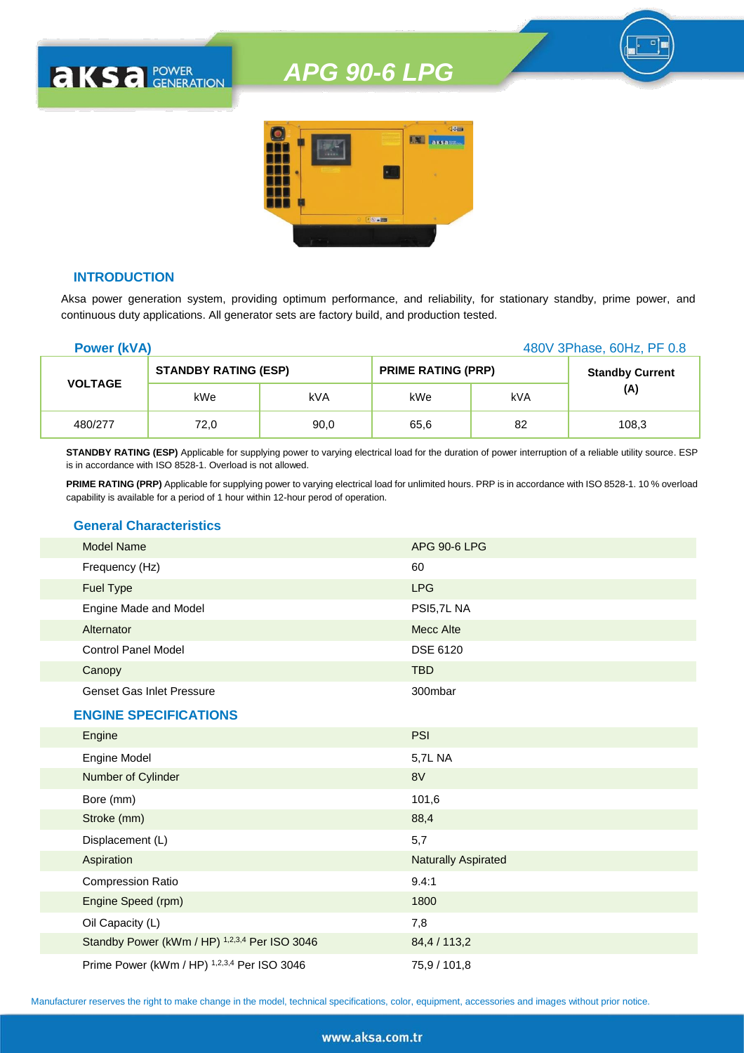# APG 90-6 LPG

## INTRODUCTION

Aksa power generation system, providing optimum performance, and reliability, for stationary standby, prime power, and continuous duty applications. All generator sets are factory build, and production tested.

**Power (kVA)** — 480V 3Phase, 60Hz, PF 0.8

| VOLTAGE | STANDBY RATING (ESP) | | PRIME RATING (PRP) | | Standby Current (A) |
|---|---|---|---|---|---|
| | kWe | kVA | kWe | kVA | |
| 480/277 | 72,0 | 90,0 | 65,6 | 82 | 108,3 |

**STANDBY RATING (ESP)** Applicable for supplying power to varying electrical load for the duration of power interruption of a reliable utility source. ESP is in accordance with ISO 8528-1. Overload is not allowed.

**PRIME RATING (PRP)** Applicable for supplying power to varying electrical load for unlimited hours. PRP is in accordance with ISO 8528-1. 10 % overload capability is available for a period of 1 hour within 12-hour perod of operation.

## General Characteristics

| | |
|---|---|
| Model Name | APG 90-6 LPG |
| Frequency (Hz) | 60 |
| Fuel Type | LPG |
| Engine Made and Model | PSI5,7L NA |
| Alternator | Mecc Alte |
| Control Panel Model | DSE 6120 |
| Canopy | TBD |
| Genset Gas Inlet Pressure | 300mbar |

## ENGINE SPECIFICATIONS

| | |
|---|---|
| Engine | PSI |
| Engine Model | 5,7L NA |
| Number of Cylinder | 8V |
| Bore (mm) | 101,6 |
| Stroke (mm) | 88,4 |
| Displacement (L) | 5,7 |
| Aspiration | Naturally Aspirated |
| Compression Ratio | 9.4:1 |
| Engine Speed (rpm) | 1800 |
| Oil Capacity (L) | 7,8 |
| Standby Power (kWm / HP) [1,2,3,4] Per ISO 3046 | 84,4 / 113,2 |
| Prime Power (kWm / HP) [1,2,3,4] Per ISO 3046 | 75,9 / 101,8 |

Manufacturer reserves the right to make change in the model, technical specifications, color, equipment, accessories and images without prior notice.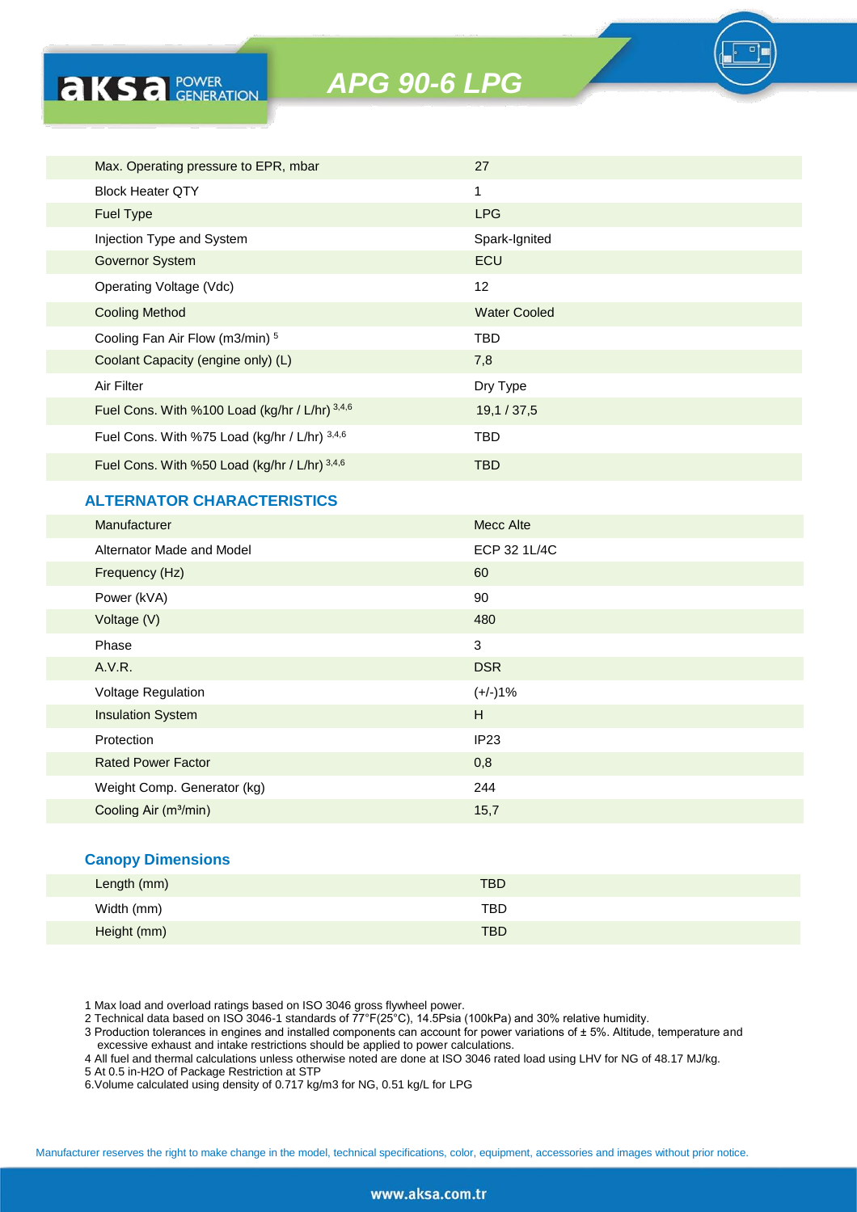# APG 90-6 LPG

| | |
|---|---|
| Max. Operating pressure to EPR, mbar | 27 |
| Block Heater QTY | 1 |
| Fuel Type | LPG |
| Injection Type and System | Spark-Ignited |
| Governor System | ECU |
| Operating Voltage (Vdc) | 12 |
| Cooling Method | Water Cooled |
| Cooling Fan Air Flow (m3/min) [5] | TBD |
| Coolant Capacity (engine only) (L) | 7,8 |
| Air Filter | Dry Type |
| Fuel Cons. With %100 Load (kg/hr / L/hr) [3,4,6] | 19,1 / 37,5 |
| Fuel Cons. With %75 Load (kg/hr / L/hr) [3,4,6] | TBD |
| Fuel Cons. With %50 Load (kg/hr / L/hr) [3,4,6] | TBD |

## ALTERNATOR CHARACTERISTICS

| | |
|---|---|
| Manufacturer | Mecc Alte |
| Alternator Made and Model | ECP 32 1L/4C |
| Frequency (Hz) | 60 |
| Power (kVA) | 90 |
| Voltage (V) | 480 |
| Phase | 3 |
| A.V.R. | DSR |
| Voltage Regulation | (+/-)1% |
| Insulation System | H |
| Protection | IP23 |
| Rated Power Factor | 0,8 |
| Weight Comp. Generator (kg) | 244 |
| Cooling Air (m³/min) | 15,7 |

## Canopy Dimensions

| | |
|---|---|
| Length (mm) | TBD |
| Width (mm) | TBD |
| Height (mm) | TBD |

1 Max load and overload ratings based on ISO 3046 gross flywheel power.
2 Technical data based on ISO 3046-1 standards of 77°F(25°C), 14.5Psia (100kPa) and 30% relative humidity.
3 Production tolerances in engines and installed components can account for power variations of ± 5%. Altitude, temperature and excessive exhaust and intake restrictions should be applied to power calculations.
4 All fuel and thermal calculations unless otherwise noted are done at ISO 3046 rated load using LHV for NG of 48.17 MJ/kg.
5 At 0.5 in-H2O of Package Restriction at STP
6.Volume calculated using density of 0.717 kg/m3 for NG, 0.51 kg/L for LPG

Manufacturer reserves the right to make change in the model, technical specifications, color, equipment, accessories and images without prior notice.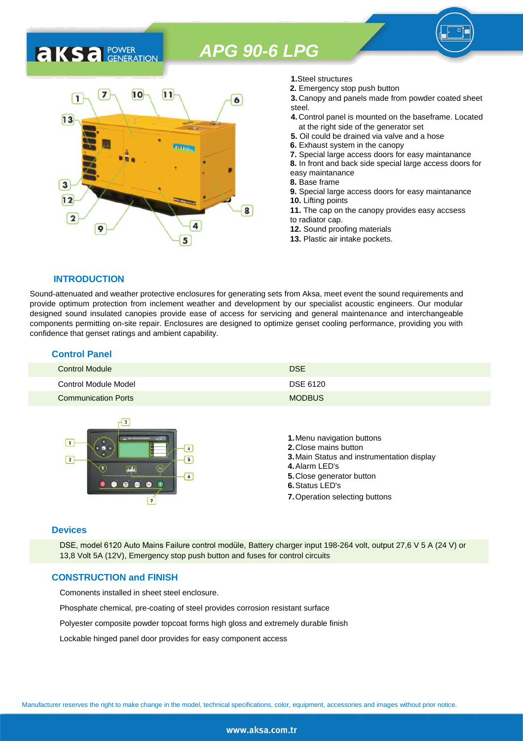# APG 90-6 LPG

**1.** Steel structures
**2.** Emergency stop push button
**3.** Canopy and panels made from powder coated sheet steel.
**4.** Control panel is mounted on the baseframe. Located at the right side of the generator set
**5.** Oil could be drained via valve and a hose
**6.** Exhaust system in the canopy
**7.** Special large access doors for easy maintanance
**8.** In front and back side special large access doors for easy maintanance
**8.** Base frame
**9.** Special large access doors for easy maintanance
**10.** Lifting points
**11.** The cap on the canopy provides easy accsess to radiator cap.
**12.** Sound proofing materials
**13.** Plastic air intake pockets.

## INTRODUCTION

Sound-attenuated and weather protective enclosures for generating sets from Aksa, meet event the sound requirements and provide optimum protection from inclement weather and development by our specialist acoustic engineers. Our modular designed sound insulated canopies provide ease of access for servicing and general maintenance and interchangeable components permitting on-site repair. Enclosures are designed to optimize genset cooling performance, providing you with confidence that genset ratings and ambient capability.

## Control Panel

| Control Module | DSE |
|---|---|
| Control Module Model | DSE 6120 |
| Communication Ports | MODBUS |

**1.** Menu navigation buttons
**2.** Close mains button
**3.** Main Status and instrumentation display
**4.** Alarm LED's
**5.** Close generator button
**6.** Status LED's
**7.** Operation selecting buttons

## Devices

DSE, model 6120 Auto Mains Failure control modüle, Battery charger input 198-264 volt, output 27,6 V 5 A (24 V) or 13,8 Volt 5A (12V), Emergency stop push button and fuses for control circuits

## CONSTRUCTION and FINISH

Comonents installed in sheet steel enclosure.

Phosphate chemical, pre-coating of steel provides corrosion resistant surface

Polyester composite powder topcoat forms high gloss and extremely durable finish

Lockable hinged panel door provides for easy component access

Manufacturer reserves the right to make change in the model, technical specifications, color, equipment, accessories and images without prior notice.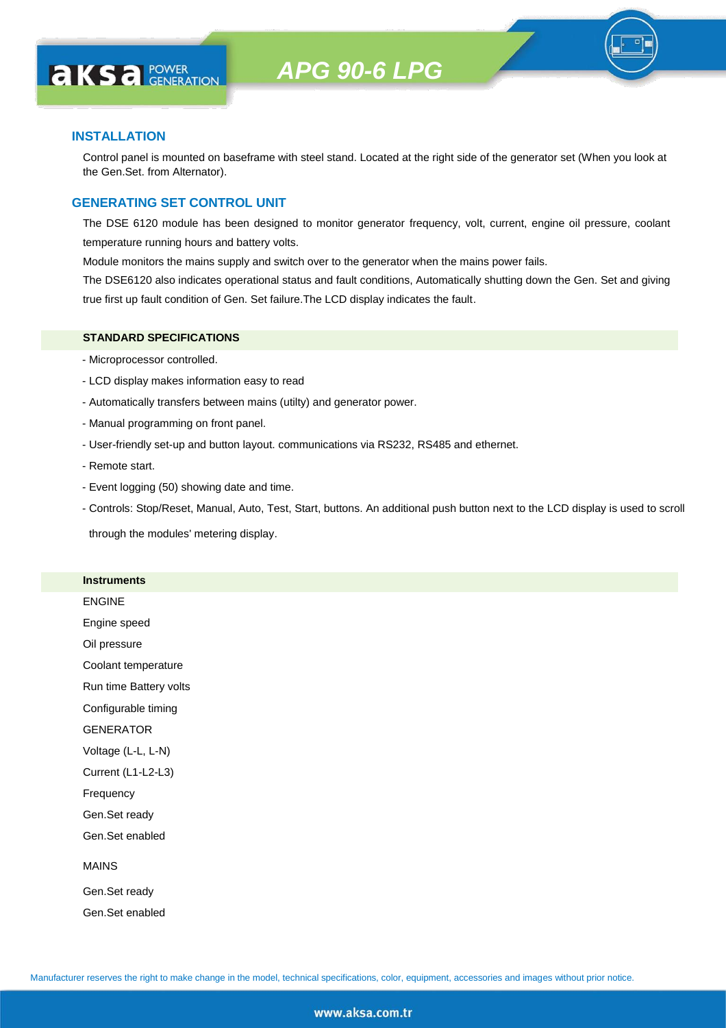## INSTALLATION

Control panel is mounted on baseframe with steel stand. Located at the right side of the generator set (When you look at the Gen.Set. from Alternator).

## GENERATING SET CONTROL UNIT

The DSE 6120 module has been designed to monitor generator frequency, volt, current, engine oil pressure, coolant temperature running hours and battery volts.

Module monitors the mains supply and switch over to the generator when the mains power fails.

The DSE6120 also indicates operational status and fault conditions, Automatically shutting down the Gen. Set and giving true first up fault condition of Gen. Set failure.The LCD display indicates the fault.

### STANDARD SPECIFICATIONS

- Microprocessor controlled.
- LCD display makes information easy to read
- Automatically transfers between mains (utilty) and generator power.
- Manual programming on front panel.
- User-friendly set-up and button layout. communications via RS232, RS485 and ethernet.
- Remote start.
- Event logging (50) showing date and time.
- Controls: Stop/Reset, Manual, Auto, Test, Start, buttons. An additional push button next to the LCD display is used to scroll through the modules' metering display.

### Instruments

ENGINE

Engine speed

Oil pressure

Coolant temperature

Run time Battery volts

Configurable timing

GENERATOR

Voltage (L-L, L-N)

Current (L1-L2-L3)

Frequency

Gen.Set ready

Gen.Set enabled

MAINS

Gen.Set ready

Gen.Set enabled

Manufacturer reserves the right to make change in the model, technical specifications, color, equipment, accessories and images without prior notice.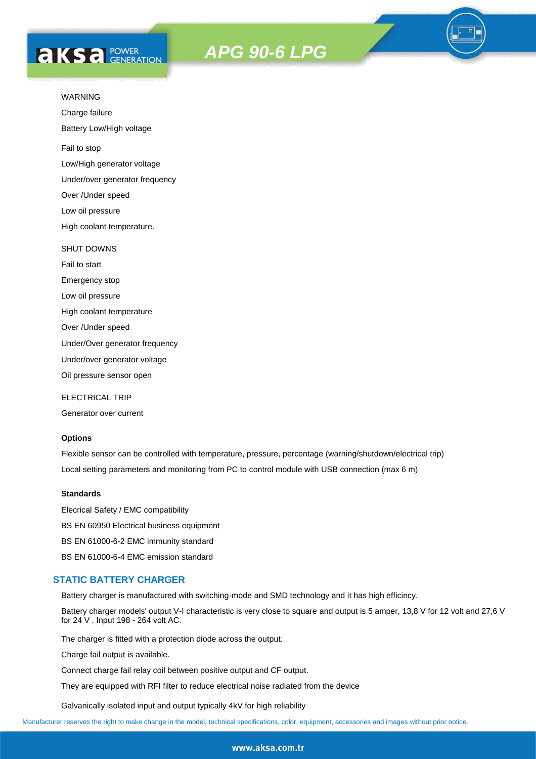WARNING

Charge failure

Battery Low/High voltage

Fail to stop

Low/High generator voltage

Under/over generator frequency

Over /Under speed

Low oil pressure

High coolant temperature.

SHUT DOWNS

Fail to start

Emergency stop

Low oil pressure

High coolant temperature

Over /Under speed

Under/Over generator frequency

Under/over generator voltage

Oil pressure sensor open

ELECTRICAL TRIP

Generator over current

**Options**

Flexible sensor can be controlled with temperature, pressure, percentage (warning/shutdown/electrical trip)

Local setting parameters and monitoring from PC to control module with USB connection (max 6 m)

**Standards**

Elecrical Safety / EMC compatibility

BS EN 60950 Electrical business equipment

BS EN 61000-6-2 EMC immunity standard

BS EN 61000-6-4 EMC emission standard

## STATIC BATTERY CHARGER

Battery charger is manufactured with switching-mode and SMD technology and it has high efficincy.

Battery charger models' output V-I characteristic is very close to square and output is 5 amper, 13,8 V for 12 volt and 27,6 V for 24 V . Input 198 - 264 volt AC.

The charger is fitted with a protection diode across the output.

Charge fail output is available.

Connect charge fail relay coil between positive output and CF output.

They are equipped with RFI filter to reduce electrical noise radiated from the device

Galvanically isolated input and output typically 4kV for high reliability

Manufacturer reserves the right to make change in the model, technical specifications, color, equipment, accessories and images without prior notice.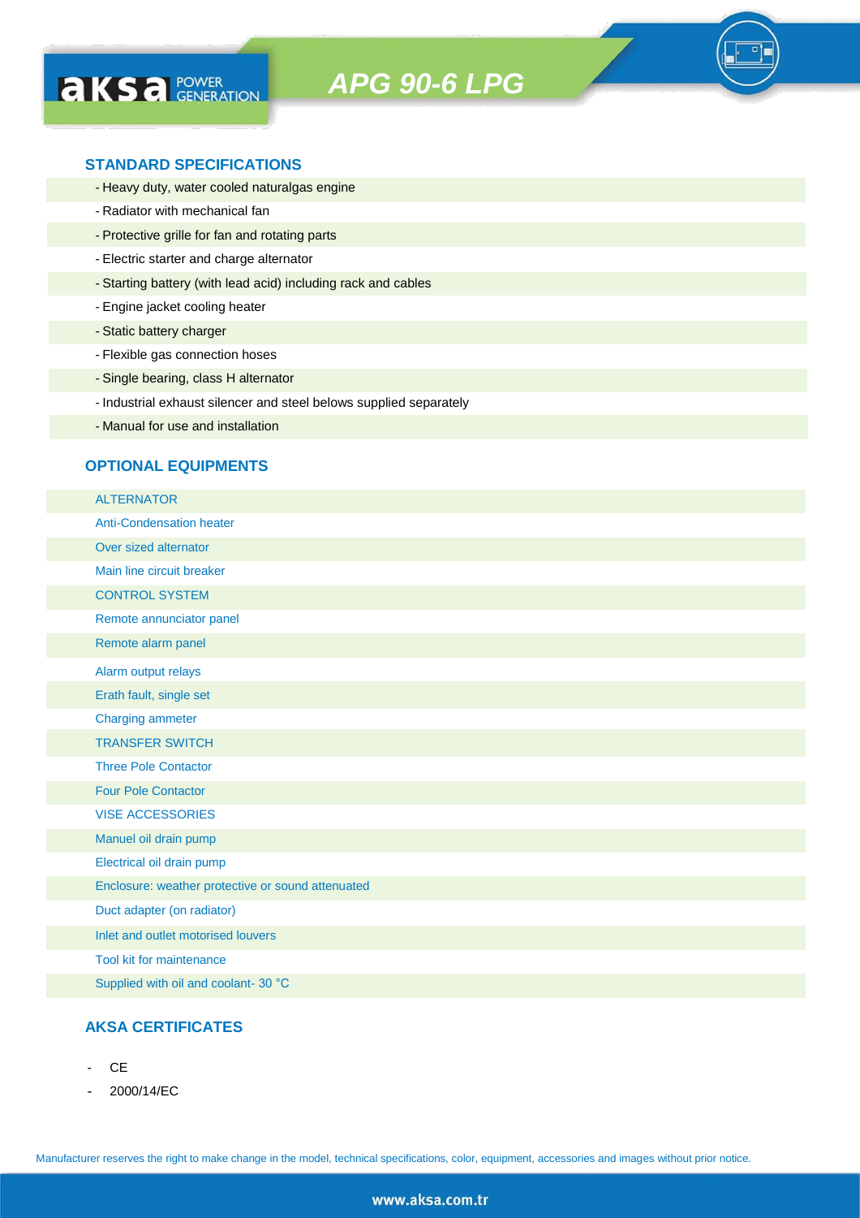# APG 90-6 LPG

## STANDARD SPECIFICATIONS

- Heavy duty, water cooled naturalgas engine
- Radiator with mechanical fan
- Protective grille for fan and rotating parts
- Electric starter and charge alternator
- Starting battery (with lead acid) including rack and cables
- Engine jacket cooling heater
- Static battery charger
- Flexible gas connection hoses
- Single bearing, class H alternator
- Industrial exhaust silencer and steel belows supplied separately
- Manual for use and installation

## OPTIONAL EQUIPMENTS

ALTERNATOR

Anti-Condensation heater

Over sized alternator

Main line circuit breaker

CONTROL SYSTEM

Remote annunciator panel

Remote alarm panel

Alarm output relays

Erath fault, single set

Charging ammeter

TRANSFER SWITCH

Three Pole Contactor

Four Pole Contactor

VISE ACCESSORIES

Manuel oil drain pump

Electrical oil drain pump

Enclosure: weather protective or sound attenuated

Duct adapter (on radiator)

Inlet and outlet motorised louvers

Tool kit for maintenance

Supplied with oil and coolant- 30 °C

## AKSA CERTIFICATES

- CE
- 2000/14/EC

Manufacturer reserves the right to make change in the model, technical specifications, color, equipment, accessories and images without prior notice.

www.aksa.com.tr